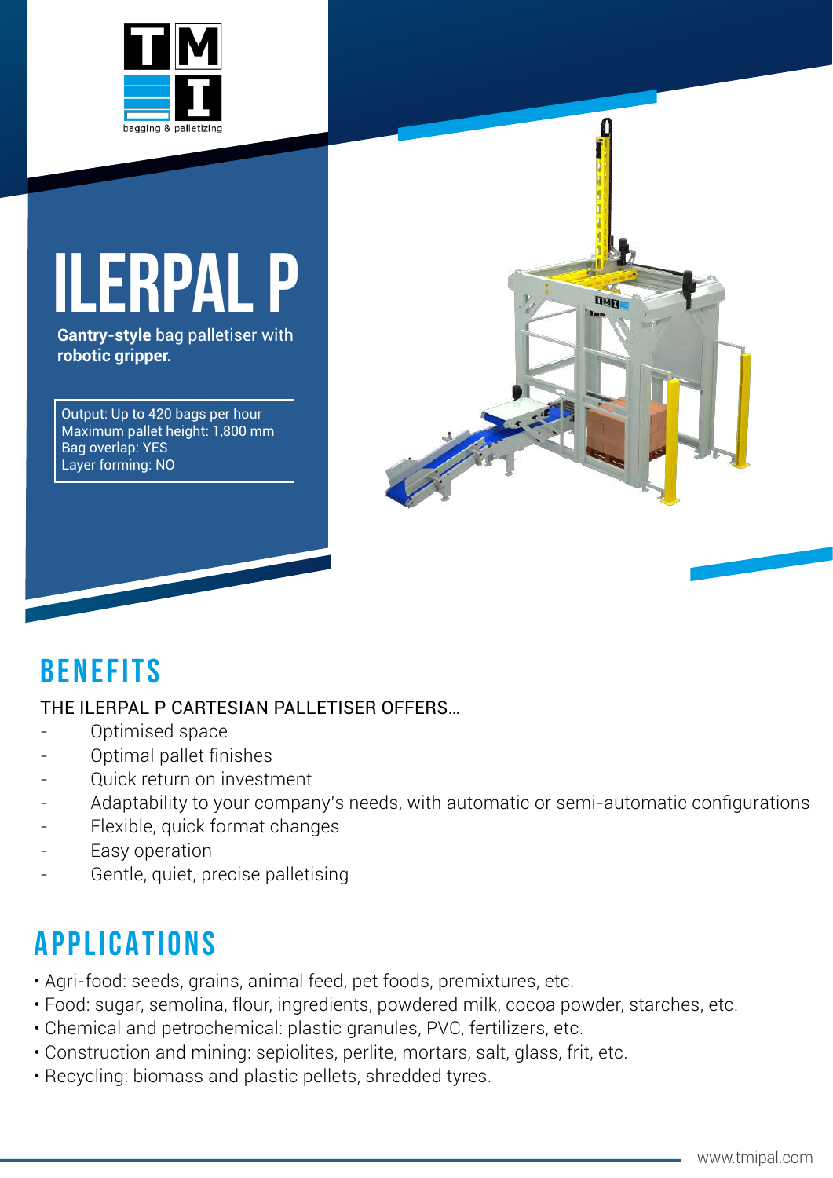TMI bagging & palletizing

# ILERPAL P

**Gantry-style** bag palletiser with **robotic gripper.**

Output: Up to 420 bags per hour
Maximum pallet height: 1,800 mm
Bag overlap: YES
Layer forming: NO

## BENEFITS

THE ILERPAL P CARTESIAN PALLETISER OFFERS…

- Optimised space
- Optimal pallet finishes
- Quick return on investment
- Adaptability to your company's needs, with automatic or semi-automatic configurations
- Flexible, quick format changes
- Easy operation
- Gentle, quiet, precise palletising

## APPLICATIONS

- Agri-food: seeds, grains, animal feed, pet foods, premixtures, etc.
- Food: sugar, semolina, flour, ingredients, powdered milk, cocoa powder, starches, etc.
- Chemical and petrochemical: plastic granules, PVC, fertilizers, etc.
- Construction and mining: sepiolites, perlite, mortars, salt, glass, frit, etc.
- Recycling: biomass and plastic pellets, shredded tyres.

www.tmipal.com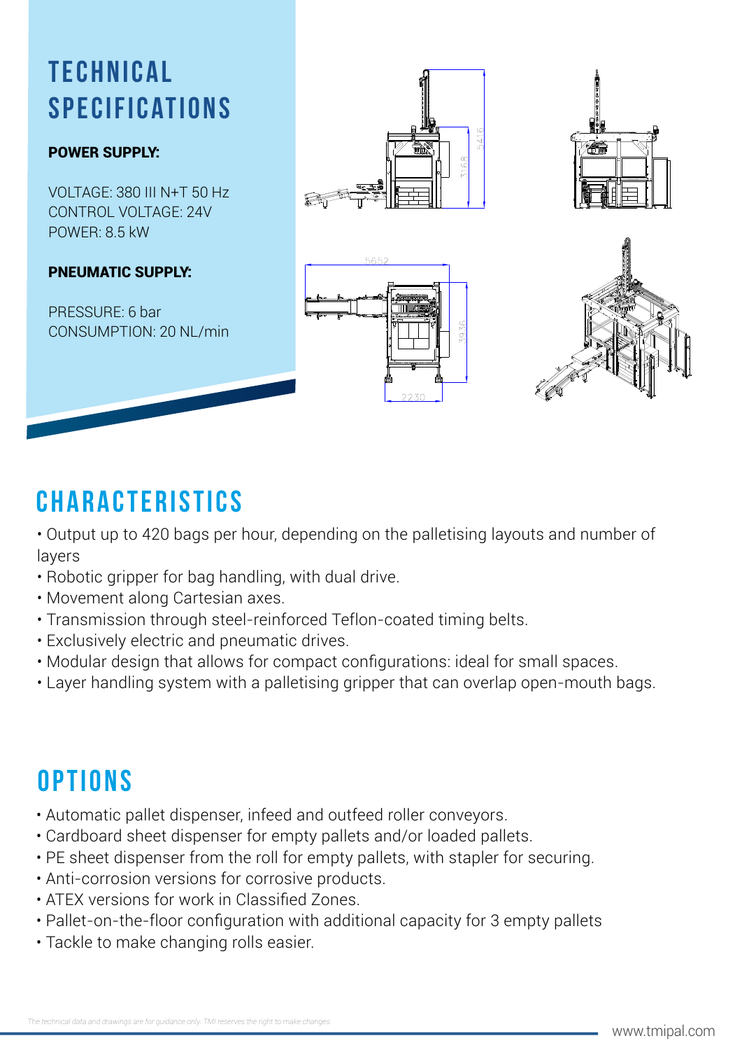# TECHNICAL SPECIFICATIONS

**POWER SUPPLY:**

VOLTAGE: 380 III N+T 50 Hz
CONTROL VOLTAGE: 24V
POWER: 8.5 kW

**PNEUMATIC SUPPLY:**

PRESSURE: 6 bar
CONSUMPTION: 20 NL/min

5416
3168
5652
3936
2230

# CHARACTERISTICS

- Output up to 420 bags per hour, depending on the palletising layouts and number of layers
- Robotic gripper for bag handling, with dual drive.
- Movement along Cartesian axes.
- Transmission through steel-reinforced Teflon-coated timing belts.
- Exclusively electric and pneumatic drives.
- Modular design that allows for compact configurations: ideal for small spaces.
- Layer handling system with a palletising gripper that can overlap open-mouth bags.

# OPTIONS

- Automatic pallet dispenser, infeed and outfeed roller conveyors.
- Cardboard sheet dispenser for empty pallets and/or loaded pallets.
- PE sheet dispenser from the roll for empty pallets, with stapler for securing.
- Anti-corrosion versions for corrosive products.
- ATEX versions for work in Classified Zones.
- Pallet-on-the-floor configuration with additional capacity for 3 empty pallets
- Tackle to make changing rolls easier.

*The technical data and drawings are for guidance only. TMI reserves the right to make changes.*

www.tmipal.com